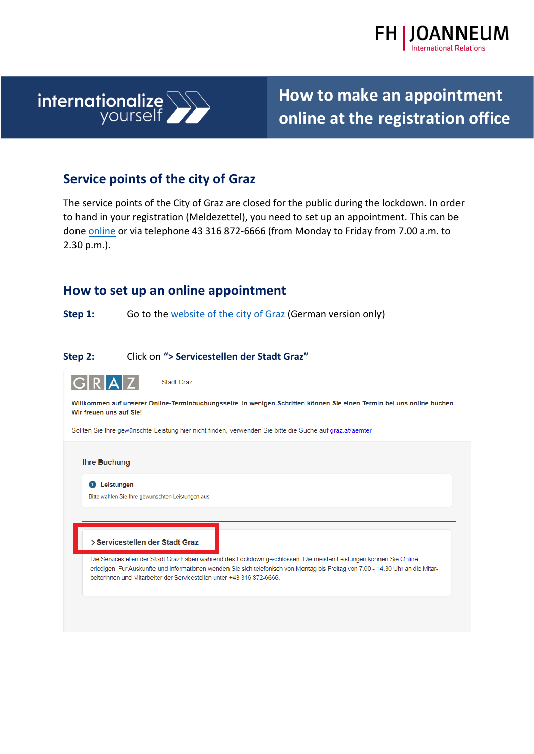FH | JOANNEUM
International Relations

internationalize yourself

# How to make an appointment online at the registration office

## Service points of the city of Graz

The service points of the City of Graz are closed for the public during the lockdown. In order to hand in your registration (Meldezettel), you need to set up an appointment. This can be done online or via telephone 43 316 872-6666 (from Monday to Friday from 7.00 a.m. to 2.30 p.m.).

## How to set up an online appointment

**Step 1:** Go to the website of the city of Graz (German version only)

**Step 2:** Click on **"> Servicestellen der Stadt Graz"**

GRAZ    Stadt Graz

**Willkommen auf unserer Online-Terminbuchungsseite. In wenigen Schritten können Sie einen Termin bei uns online buchen. Wir freuen uns auf Sie!**

Sollten Sie Ihre gewünschte Leistung hier nicht finden, verwenden Sie bitte die Suche auf graz.at/aemter

**Ihre Buchung**

**1 Leistungen**
Bitte wählen Sie Ihre gewünschten Leistungen aus

**> Servicestellen der Stadt Graz**

Die Servicestellen der Stadt Graz haben während des Lockdown geschlossen. Die meisten Leistungen können Sie Online erledigen. Für Auskünfte und Informationen wenden Sie sich telefonisch von Montag bis Freitag von 7.00 - 14.30 Uhr an die Mitarbeiterinnen und Mitarbeiter der Servicestellen unter +43 316 872-6666.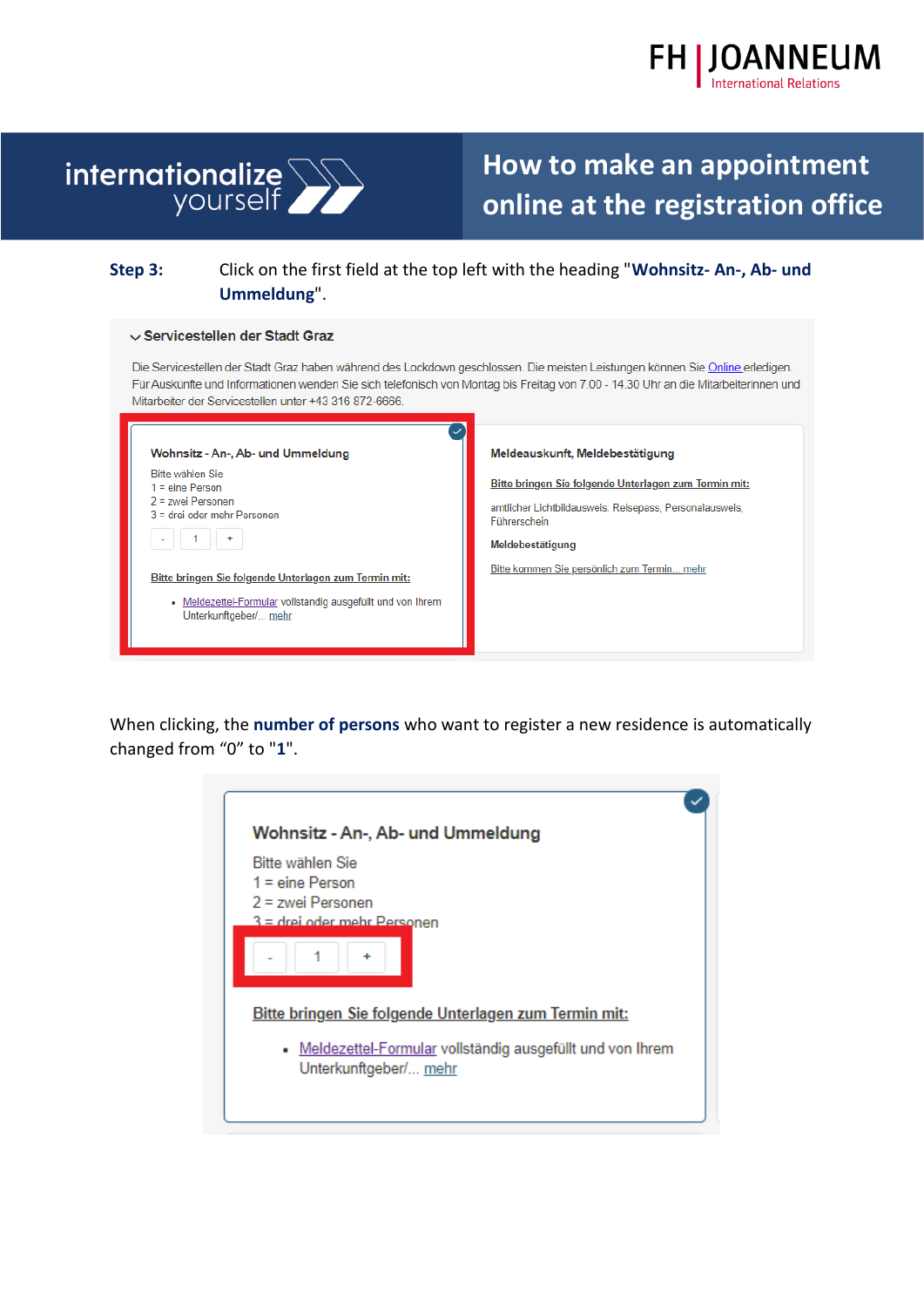# How to make an appointment online at the registration office

**Step 3:** Click on the first field at the top left with the heading "**Wohnsitz- An-, Ab- und Ummeldung**".

Servicestellen der Stadt Graz

Die Servicestellen der Stadt Graz haben während des Lockdown geschlossen. Die meisten Leistungen können Sie Online erledigen. Für Auskünfte und Informationen wenden Sie sich telefonisch von Montag bis Freitag von 7.00 - 14.30 Uhr an die Mitarbeiterinnen und Mitarbeiter der Servicestellen unter +43 316 872-6666.

**Wohnsitz - An-, Ab- und Ummeldung**

Bitte wählen Sie
1 = eine Person
2 = zwei Personen
3 = drei oder mehr Personen

- 1 +

Bitte bringen Sie folgende Unterlagen zum Termin mit:

- Meldezettel-Formular vollständig ausgefüllt und von Ihrem Unterkunftgeber/... mehr

**Meldeauskunft, Meldebestätigung**

Bitte bringen Sie folgende Unterlagen zum Termin mit:

amtlicher Lichtbildausweis: Reisepass, Personalausweis, Führerschein

**Meldebestätigung**

Bitte kommen Sie persönlich zum Termin... mehr

When clicking, the **number of persons** who want to register a new residence is automatically changed from "0" to "**1**".

**Wohnsitz - An-, Ab- und Ummeldung**

Bitte wählen Sie
1 = eine Person
2 = zwei Personen
3 = drei oder mehr Personen

- 1 +

Bitte bringen Sie folgende Unterlagen zum Termin mit:

- Meldezettel-Formular vollständig ausgefüllt und von Ihrem Unterkunftgeber/... mehr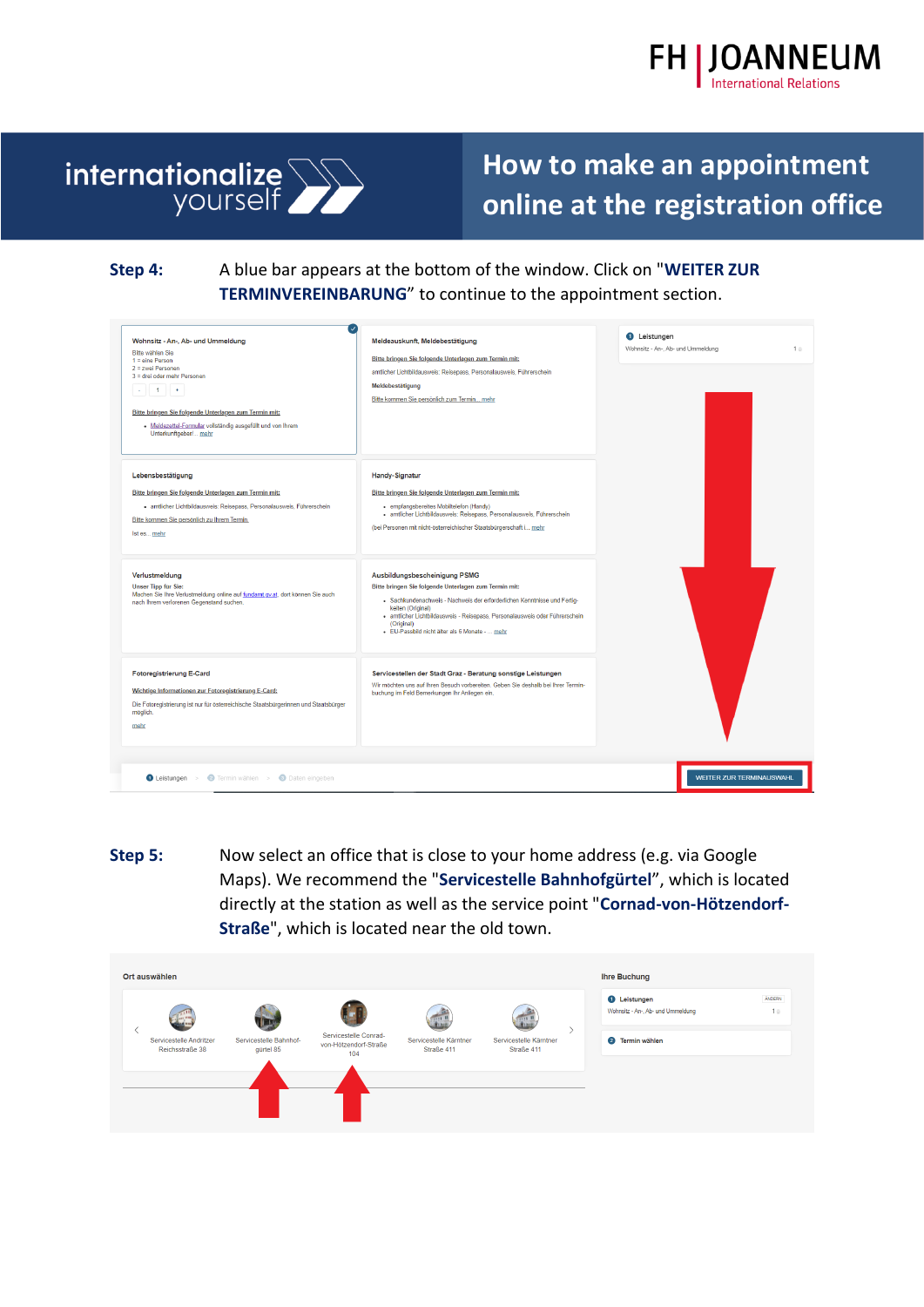**Step 4:** A blue bar appears at the bottom of the window. Click on "**WEITER ZUR TERMINVEREINBARUNG**" to continue to the appointment section.

**Step 5:** Now select an office that is close to your home address (e.g. via Google Maps). We recommend the "**Servicestelle Bahnhofgürtel**", which is located directly at the station as well as the service point "**Cornad-von-Hötzendorf-Straße**", which is located near the old town.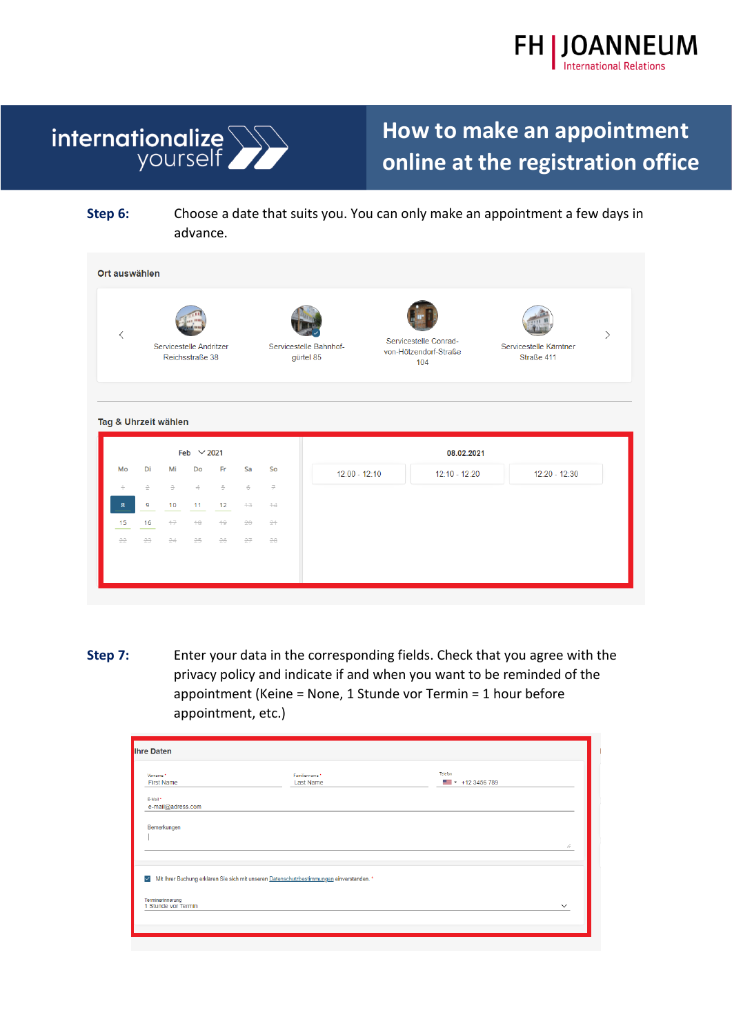**Step 6:** Choose a date that suits you. You can only make an appointment a few days in advance.

Ort auswählen

Servicestelle Andritzer Reichsstraße 38

Servicestelle Bahnhofgürtel 85

Servicestelle Conrad-von-Hötzendorf-Straße 104

Servicestelle Kärntner Straße 411

Tag & Uhrzeit wählen

Feb 2021

| Mo | Di | Mi | Do | Fr | Sa | So |
|---|---|---|---|---|---|---|
| 1 | 2 | 3 | 4 | 5 | 6 | 7 |
| 8 | 9 | 10 | 11 | 12 | 13 | 14 |
| 15 | 16 | 17 | 18 | 19 | 20 | 21 |
| 22 | 23 | 24 | 25 | 26 | 27 | 28 |

08.02.2021

12:00 - 12:10 | 12:10 - 12:20 | 12:20 - 12:30

**Step 7:** Enter your data in the corresponding fields. Check that you agree with the privacy policy and indicate if and when you want to be reminded of the appointment (Keine = None, 1 Stunde vor Termin = 1 hour before appointment, etc.)

Ihre Daten

Vorname * First Name

Familienname * Last Name

Telefon +12 3456 789

E-Mail * e-mail@adress.com

Bemerkungen

Mit Ihrer Buchung erklären Sie sich mit unseren Datenschutzbestimmungen einverstanden. *

Terminerinnerung: 1 Stunde vor Termin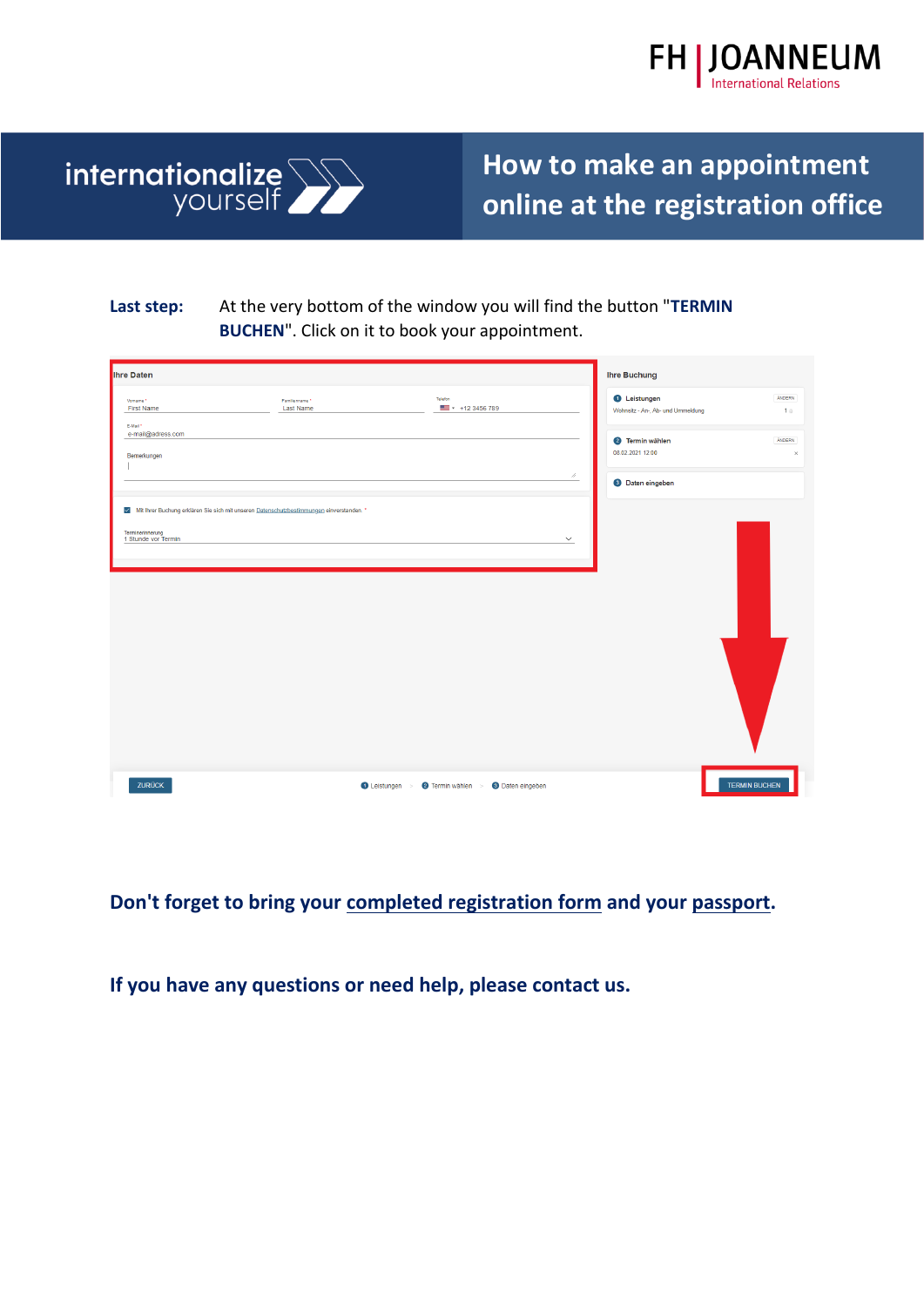**Last step:** At the very bottom of the window you will find the button "**TERMIN BUCHEN**". Click on it to book your appointment.

**Don't forget to bring your completed registration form and your passport.**

**If you have any questions or need help, please contact us.**